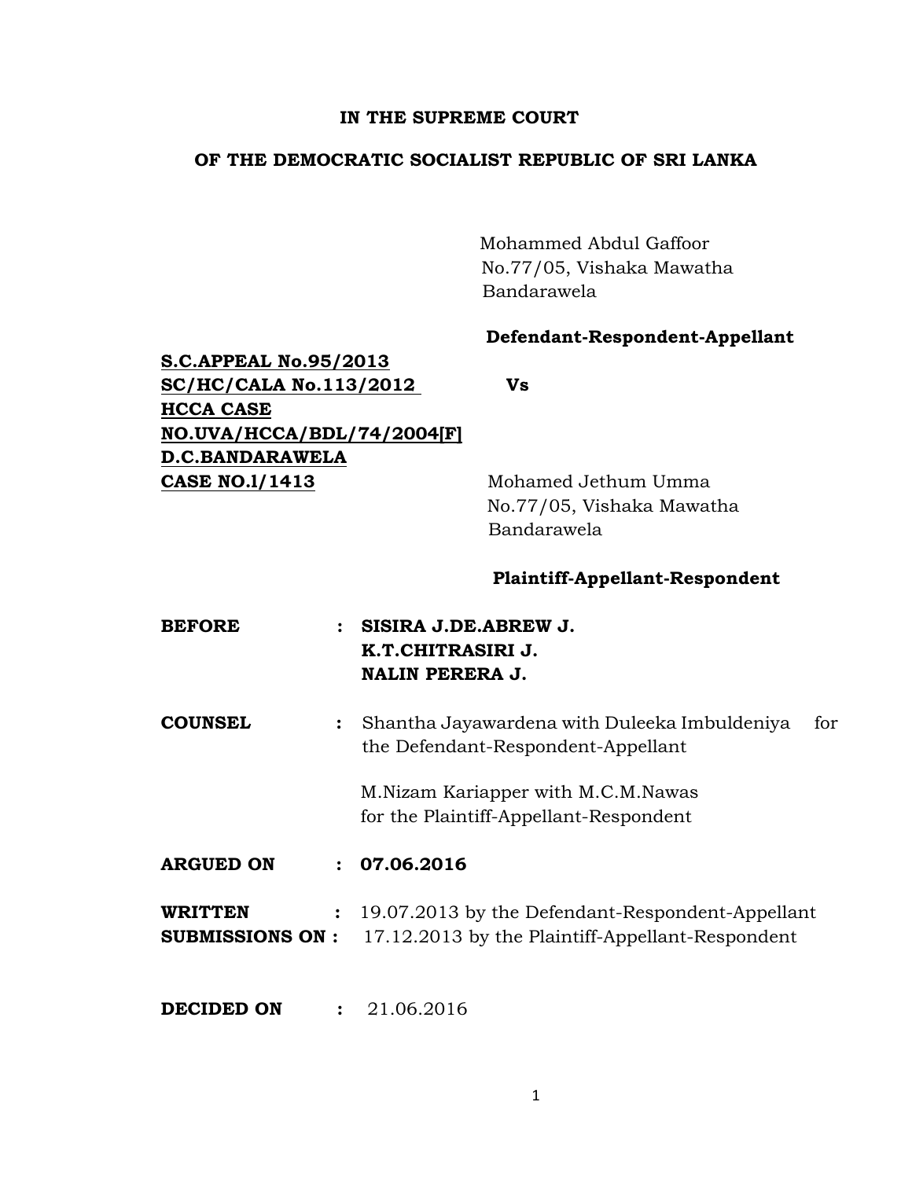**IN THE SUPREME COURT**

**OF THE DEMOCRATIC SOCIALIST REPUBLIC OF SRI LANKA**

Mohammed Abdul Gaffoor
No.77/05, Vishaka Mawatha
Bandarawela

**Defendant-Respondent-Appellant**

**S.C.APPEAL No.95/2013**
**SC/HC/CALA No.113/2012**
**HCCA CASE NO.UVA/HCCA/BDL/74/2004[F]**
**D.C.BANDARAWELA CASE NO.l/1413**

**Vs**

Mohamed Jethum Umma
No.77/05, Vishaka Mawatha
Bandarawela

**Plaintiff-Appellant-Respondent**

**BEFORE** : **SISIRA J.DE.ABREW J.**
**K.T.CHITRASIRI J.**
**NALIN PERERA J.**

**COUNSEL** : Shantha Jayawardena with Duleeka Imbuldeniya for the Defendant-Respondent-Appellant

M.Nizam Kariapper with M.C.M.Nawas for the Plaintiff-Appellant-Respondent

**ARGUED ON** : **07.06.2016**

**WRITTEN SUBMISSIONS ON** : 19.07.2013 by the Defendant-Respondent-Appellant
17.12.2013 by the Plaintiff-Appellant-Respondent

**DECIDED ON** : 21.06.2016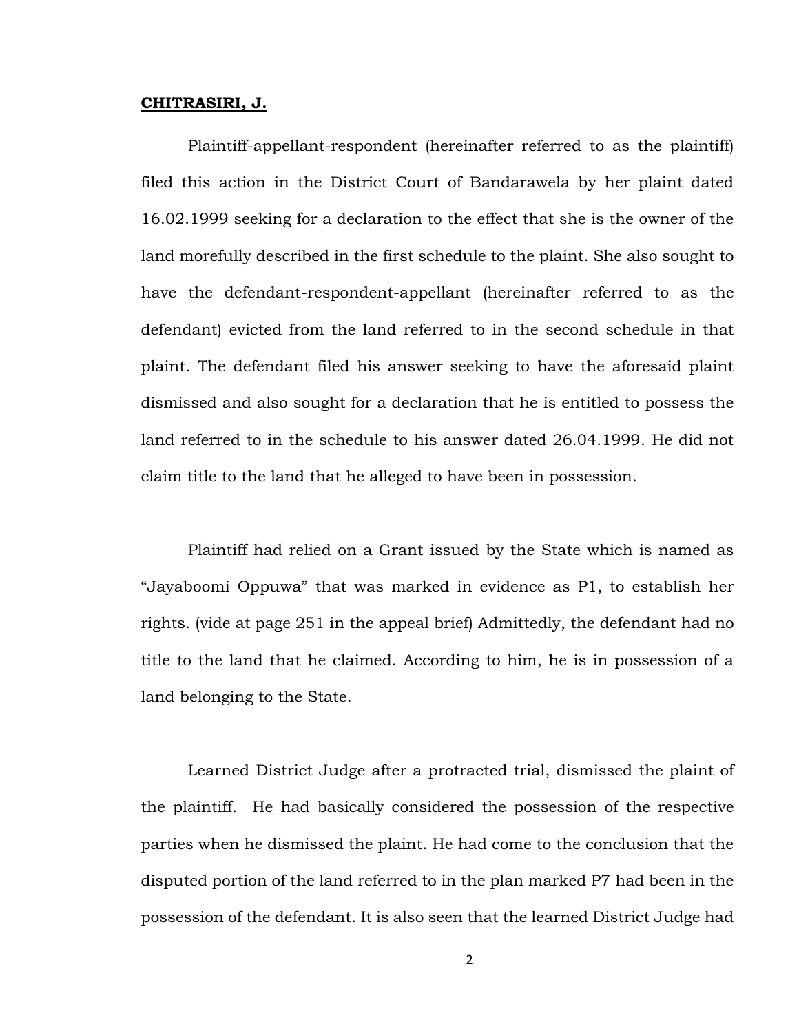**CHITRASIRI, J.**

Plaintiff-appellant-respondent (hereinafter referred to as the plaintiff) filed this action in the District Court of Bandarawela by her plaint dated 16.02.1999 seeking for a declaration to the effect that she is the owner of the land morefully described in the first schedule to the plaint. She also sought to have the defendant-respondent-appellant (hereinafter referred to as the defendant) evicted from the land referred to in the second schedule in that plaint. The defendant filed his answer seeking to have the aforesaid plaint dismissed and also sought for a declaration that he is entitled to possess the land referred to in the schedule to his answer dated 26.04.1999. He did not claim title to the land that he alleged to have been in possession.

Plaintiff had relied on a Grant issued by the State which is named as "Jayaboomi Oppuwa" that was marked in evidence as P1, to establish her rights. (vide at page 251 in the appeal brief) Admittedly, the defendant had no title to the land that he claimed. According to him, he is in possession of a land belonging to the State.

Learned District Judge after a protracted trial, dismissed the plaint of the plaintiff. He had basically considered the possession of the respective parties when he dismissed the plaint. He had come to the conclusion that the disputed portion of the land referred to in the plan marked P7 had been in the possession of the defendant. It is also seen that the learned District Judge had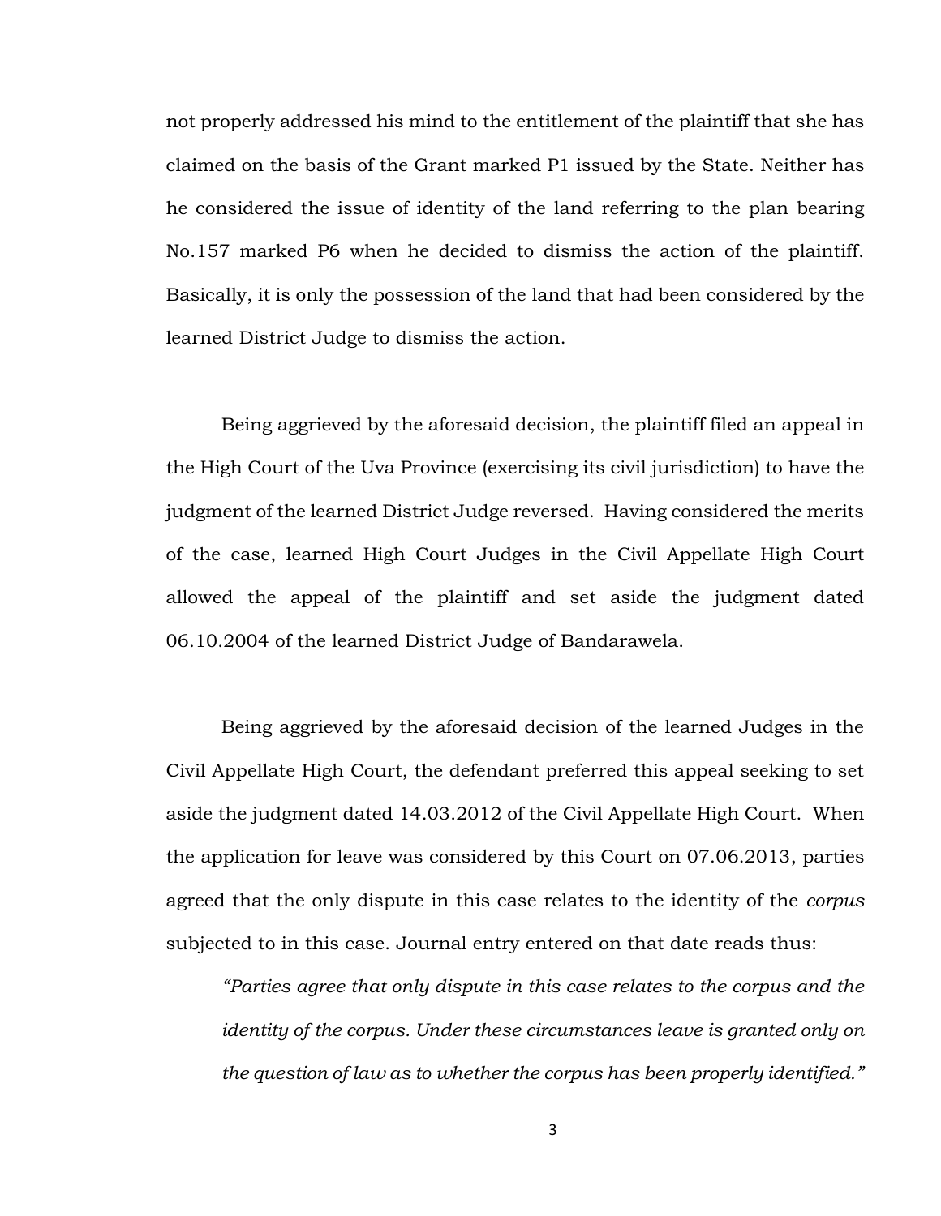not properly addressed his mind to the entitlement of the plaintiff that she has claimed on the basis of the Grant marked P1 issued by the State. Neither has he considered the issue of identity of the land referring to the plan bearing No.157 marked P6 when he decided to dismiss the action of the plaintiff. Basically, it is only the possession of the land that had been considered by the learned District Judge to dismiss the action.

Being aggrieved by the aforesaid decision, the plaintiff filed an appeal in the High Court of the Uva Province (exercising its civil jurisdiction) to have the judgment of the learned District Judge reversed. Having considered the merits of the case, learned High Court Judges in the Civil Appellate High Court allowed the appeal of the plaintiff and set aside the judgment dated 06.10.2004 of the learned District Judge of Bandarawela.

Being aggrieved by the aforesaid decision of the learned Judges in the Civil Appellate High Court, the defendant preferred this appeal seeking to set aside the judgment dated 14.03.2012 of the Civil Appellate High Court. When the application for leave was considered by this Court on 07.06.2013, parties agreed that the only dispute in this case relates to the identity of the *corpus* subjected to in this case. Journal entry entered on that date reads thus:

> *"Parties agree that only dispute in this case relates to the corpus and the identity of the corpus. Under these circumstances leave is granted only on the question of law as to whether the corpus has been properly identified."*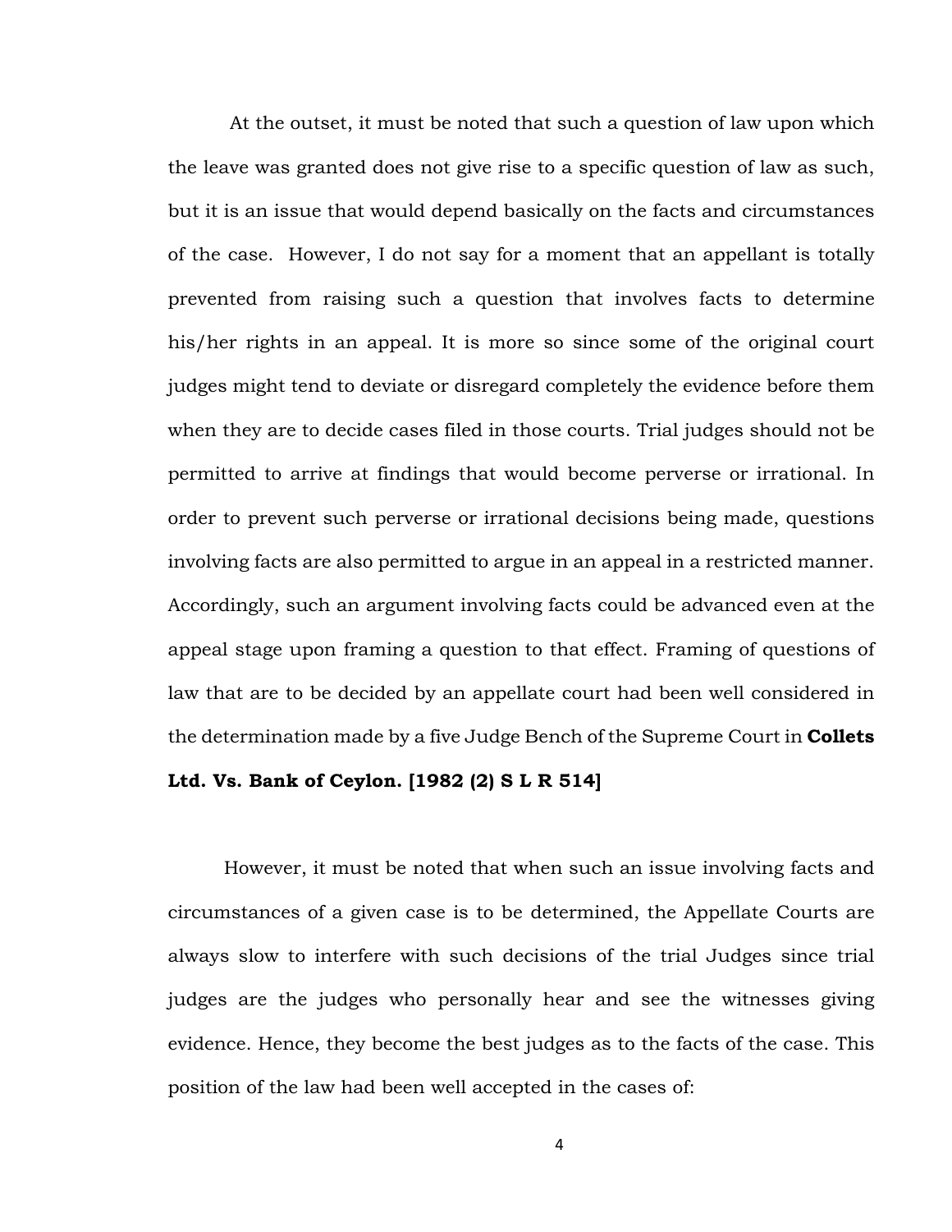At the outset, it must be noted that such a question of law upon which the leave was granted does not give rise to a specific question of law as such, but it is an issue that would depend basically on the facts and circumstances of the case. However, I do not say for a moment that an appellant is totally prevented from raising such a question that involves facts to determine his/her rights in an appeal. It is more so since some of the original court judges might tend to deviate or disregard completely the evidence before them when they are to decide cases filed in those courts. Trial judges should not be permitted to arrive at findings that would become perverse or irrational. In order to prevent such perverse or irrational decisions being made, questions involving facts are also permitted to argue in an appeal in a restricted manner. Accordingly, such an argument involving facts could be advanced even at the appeal stage upon framing a question to that effect. Framing of questions of law that are to be decided by an appellate court had been well considered in the determination made by a five Judge Bench of the Supreme Court in **Collets Ltd. Vs. Bank of Ceylon. [1982 (2) S L R 514]**

However, it must be noted that when such an issue involving facts and circumstances of a given case is to be determined, the Appellate Courts are always slow to interfere with such decisions of the trial Judges since trial judges are the judges who personally hear and see the witnesses giving evidence. Hence, they become the best judges as to the facts of the case. This position of the law had been well accepted in the cases of: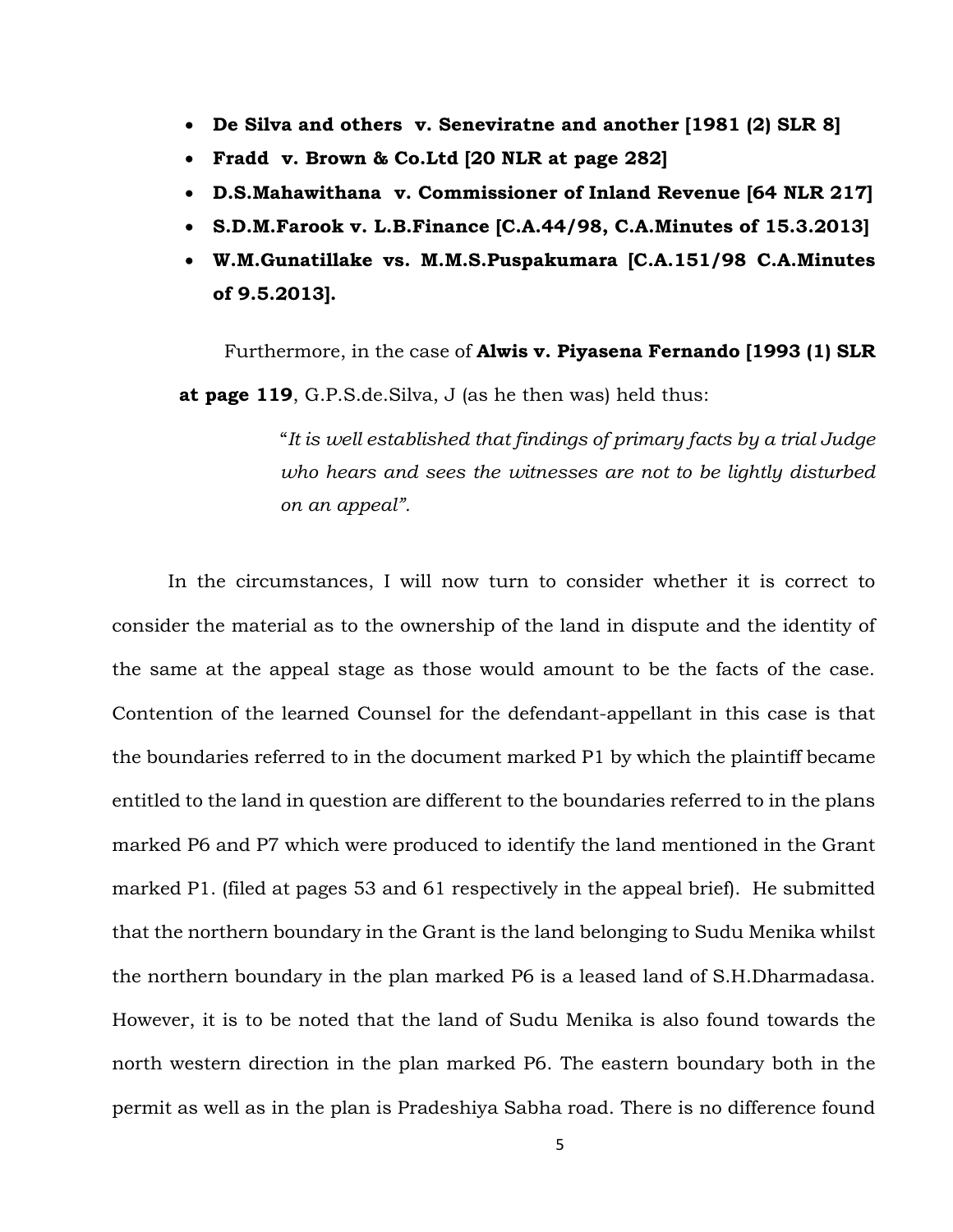- **De Silva and others v. Seneviratne and another [1981 (2) SLR 8]**
- **Fradd v. Brown & Co.Ltd [20 NLR at page 282]**
- **D.S.Mahawithana v. Commissioner of Inland Revenue [64 NLR 217]**
- **S.D.M.Farook v. L.B.Finance [C.A.44/98, C.A.Minutes of 15.3.2013]**
- **W.M.Gunatillake vs. M.M.S.Puspakumara [C.A.151/98 C.A.Minutes of 9.5.2013].**

Furthermore, in the case of **Alwis v. Piyasena Fernando [1993 (1) SLR at page 119**, G.P.S.de.Silva, J (as he then was) held thus:

> "*It is well established that findings of primary facts by a trial Judge who hears and sees the witnesses are not to be lightly disturbed on an appeal".*

In the circumstances, I will now turn to consider whether it is correct to consider the material as to the ownership of the land in dispute and the identity of the same at the appeal stage as those would amount to be the facts of the case. Contention of the learned Counsel for the defendant-appellant in this case is that the boundaries referred to in the document marked P1 by which the plaintiff became entitled to the land in question are different to the boundaries referred to in the plans marked P6 and P7 which were produced to identify the land mentioned in the Grant marked P1. (filed at pages 53 and 61 respectively in the appeal brief). He submitted that the northern boundary in the Grant is the land belonging to Sudu Menika whilst the northern boundary in the plan marked P6 is a leased land of S.H.Dharmadasa. However, it is to be noted that the land of Sudu Menika is also found towards the north western direction in the plan marked P6. The eastern boundary both in the permit as well as in the plan is Pradeshiya Sabha road. There is no difference found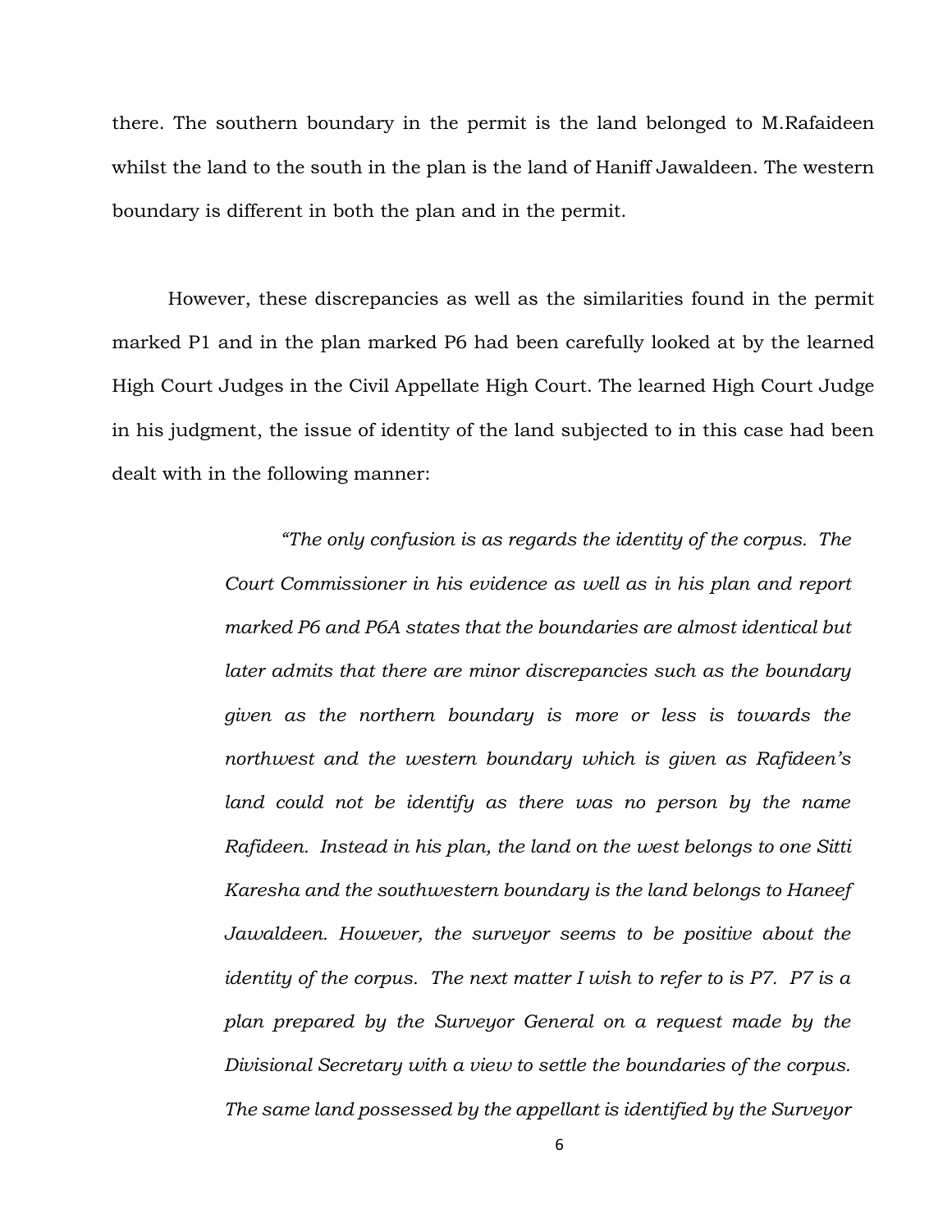there. The southern boundary in the permit is the land belonged to M.Rafaideen whilst the land to the south in the plan is the land of Haniff Jawaldeen. The western boundary is different in both the plan and in the permit.

However, these discrepancies as well as the similarities found in the permit marked P1 and in the plan marked P6 had been carefully looked at by the learned High Court Judges in the Civil Appellate High Court. The learned High Court Judge in his judgment, the issue of identity of the land subjected to in this case had been dealt with in the following manner:

> *"The only confusion is as regards the identity of the corpus. The Court Commissioner in his evidence as well as in his plan and report marked P6 and P6A states that the boundaries are almost identical but later admits that there are minor discrepancies such as the boundary given as the northern boundary is more or less is towards the northwest and the western boundary which is given as Rafideen's land could not be identify as there was no person by the name Rafideen. Instead in his plan, the land on the west belongs to one Sitti Karesha and the southwestern boundary is the land belongs to Haneef Jawaldeen. However, the surveyor seems to be positive about the identity of the corpus. The next matter I wish to refer to is P7. P7 is a plan prepared by the Surveyor General on a request made by the Divisional Secretary with a view to settle the boundaries of the corpus. The same land possessed by the appellant is identified by the Surveyor*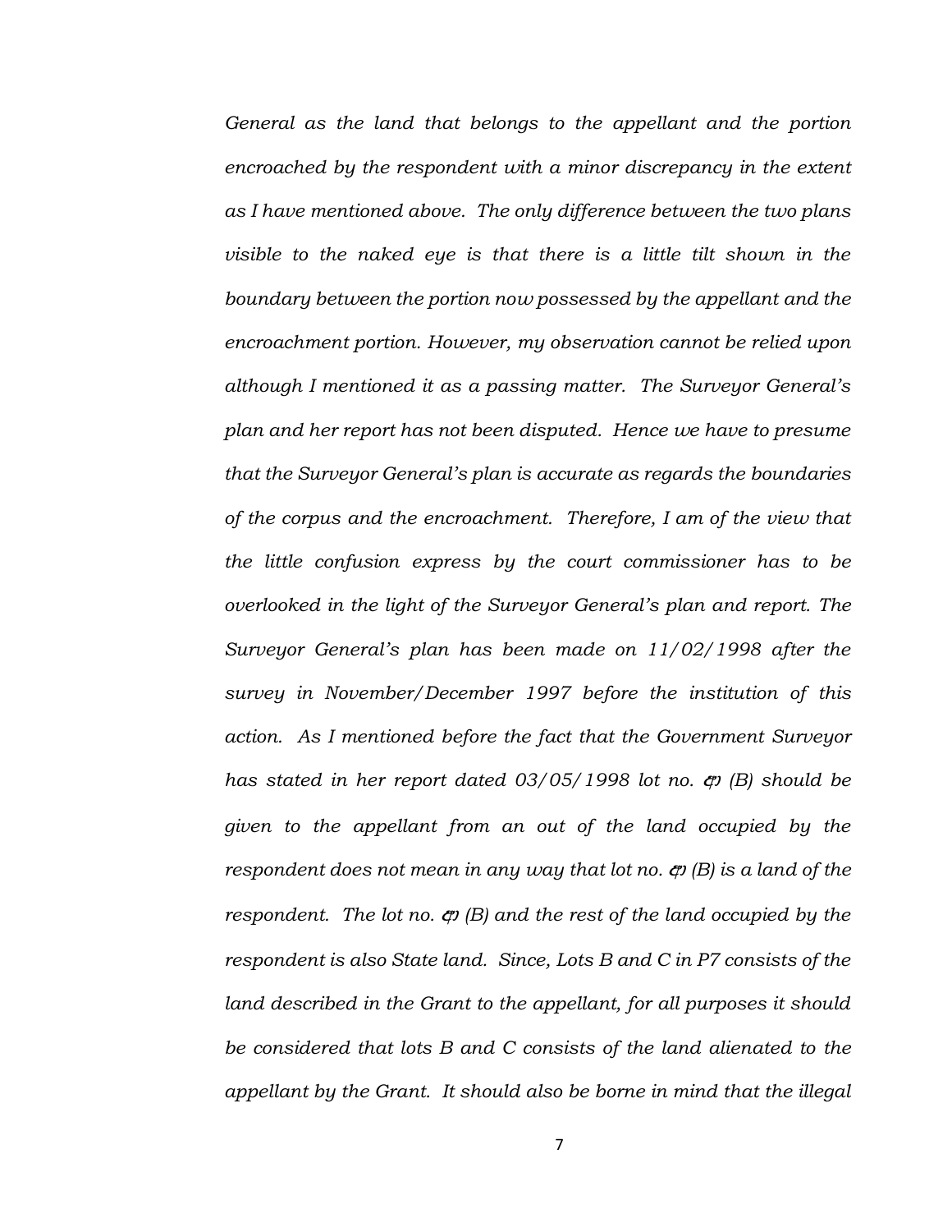*General as the land that belongs to the appellant and the portion encroached by the respondent with a minor discrepancy in the extent as I have mentioned above. The only difference between the two plans visible to the naked eye is that there is a little tilt shown in the boundary between the portion now possessed by the appellant and the encroachment portion. However, my observation cannot be relied upon although I mentioned it as a passing matter. The Surveyor General's plan and her report has not been disputed. Hence we have to presume that the Surveyor General's plan is accurate as regards the boundaries of the corpus and the encroachment. Therefore, I am of the view that the little confusion express by the court commissioner has to be overlooked in the light of the Surveyor General's plan and report. The Surveyor General's plan has been made on 11/02/1998 after the survey in November/December 1997 before the institution of this action. As I mentioned before the fact that the Government Surveyor has stated in her report dated 03/05/1998 lot no. ආ (B) should be given to the appellant from an out of the land occupied by the respondent does not mean in any way that lot no. ආ (B) is a land of the respondent. The lot no. ආ (B) and the rest of the land occupied by the respondent is also State land. Since, Lots B and C in P7 consists of the land described in the Grant to the appellant, for all purposes it should be considered that lots B and C consists of the land alienated to the appellant by the Grant. It should also be borne in mind that the illegal*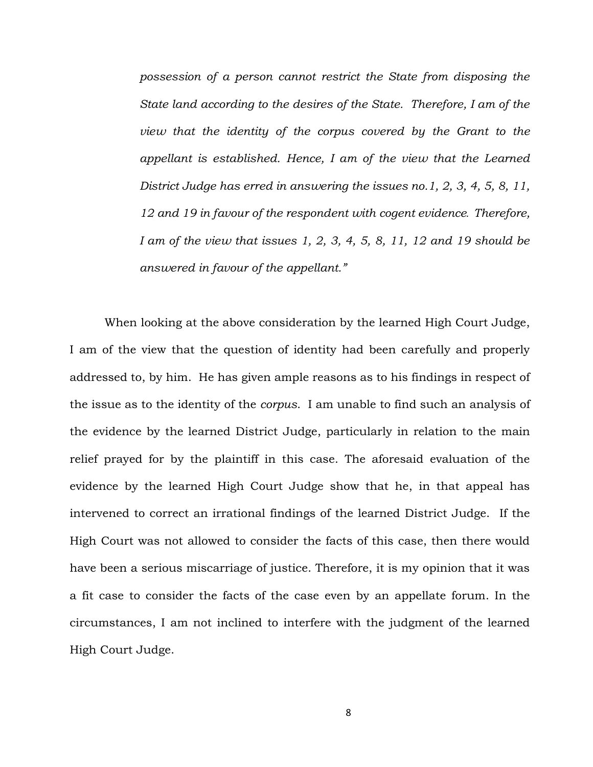*possession of a person cannot restrict the State from disposing the State land according to the desires of the State. Therefore, I am of the view that the identity of the corpus covered by the Grant to the appellant is established. Hence, I am of the view that the Learned District Judge has erred in answering the issues no.1, 2, 3, 4, 5, 8, 11, 12 and 19 in favour of the respondent with cogent evidence. Therefore, I am of the view that issues 1, 2, 3, 4, 5, 8, 11, 12 and 19 should be answered in favour of the appellant."*

When looking at the above consideration by the learned High Court Judge, I am of the view that the question of identity had been carefully and properly addressed to, by him. He has given ample reasons as to his findings in respect of the issue as to the identity of the *corpus*. I am unable to find such an analysis of the evidence by the learned District Judge, particularly in relation to the main relief prayed for by the plaintiff in this case. The aforesaid evaluation of the evidence by the learned High Court Judge show that he, in that appeal has intervened to correct an irrational findings of the learned District Judge. If the High Court was not allowed to consider the facts of this case, then there would have been a serious miscarriage of justice. Therefore, it is my opinion that it was a fit case to consider the facts of the case even by an appellate forum. In the circumstances, I am not inclined to interfere with the judgment of the learned High Court Judge.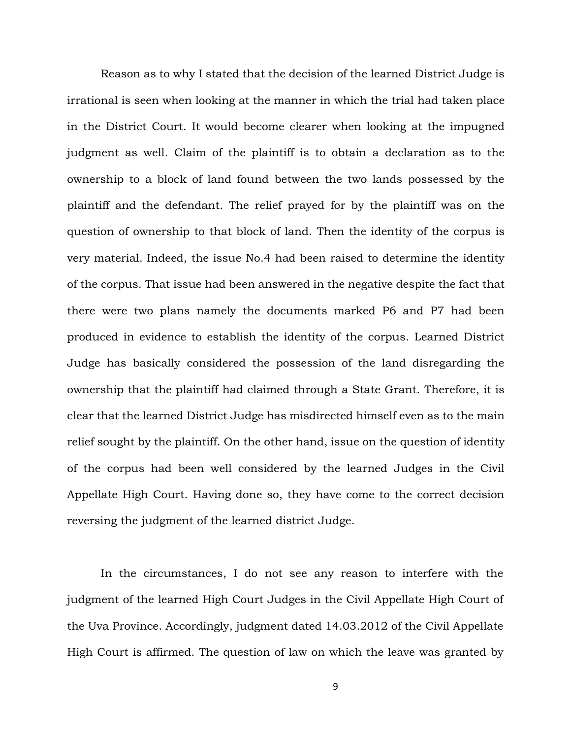Reason as to why I stated that the decision of the learned District Judge is irrational is seen when looking at the manner in which the trial had taken place in the District Court. It would become clearer when looking at the impugned judgment as well. Claim of the plaintiff is to obtain a declaration as to the ownership to a block of land found between the two lands possessed by the plaintiff and the defendant. The relief prayed for by the plaintiff was on the question of ownership to that block of land. Then the identity of the corpus is very material. Indeed, the issue No.4 had been raised to determine the identity of the corpus. That issue had been answered in the negative despite the fact that there were two plans namely the documents marked P6 and P7 had been produced in evidence to establish the identity of the corpus. Learned District Judge has basically considered the possession of the land disregarding the ownership that the plaintiff had claimed through a State Grant. Therefore, it is clear that the learned District Judge has misdirected himself even as to the main relief sought by the plaintiff. On the other hand, issue on the question of identity of the corpus had been well considered by the learned Judges in the Civil Appellate High Court. Having done so, they have come to the correct decision reversing the judgment of the learned district Judge.

In the circumstances, I do not see any reason to interfere with the judgment of the learned High Court Judges in the Civil Appellate High Court of the Uva Province. Accordingly, judgment dated 14.03.2012 of the Civil Appellate High Court is affirmed. The question of law on which the leave was granted by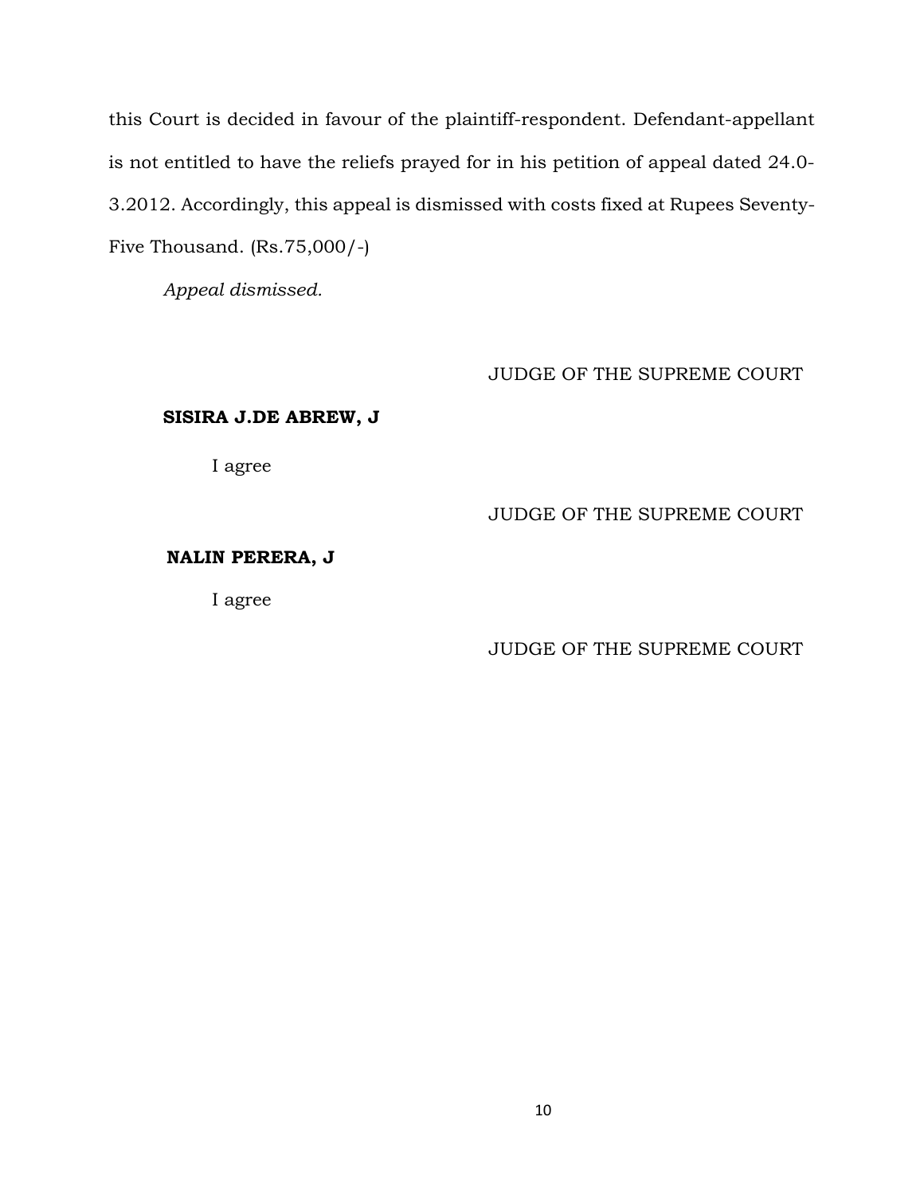this Court is decided in favour of the plaintiff-respondent. Defendant-appellant is not entitled to have the reliefs prayed for in his petition of appeal dated 24.0-3.2012. Accordingly, this appeal is dismissed with costs fixed at Rupees Seventy-Five Thousand. (Rs.75,000/-)

*Appeal dismissed.*

JUDGE OF THE SUPREME COURT

**SISIRA J.DE ABREW, J**

I agree

JUDGE OF THE SUPREME COURT

**NALIN PERERA, J**

I agree

JUDGE OF THE SUPREME COURT